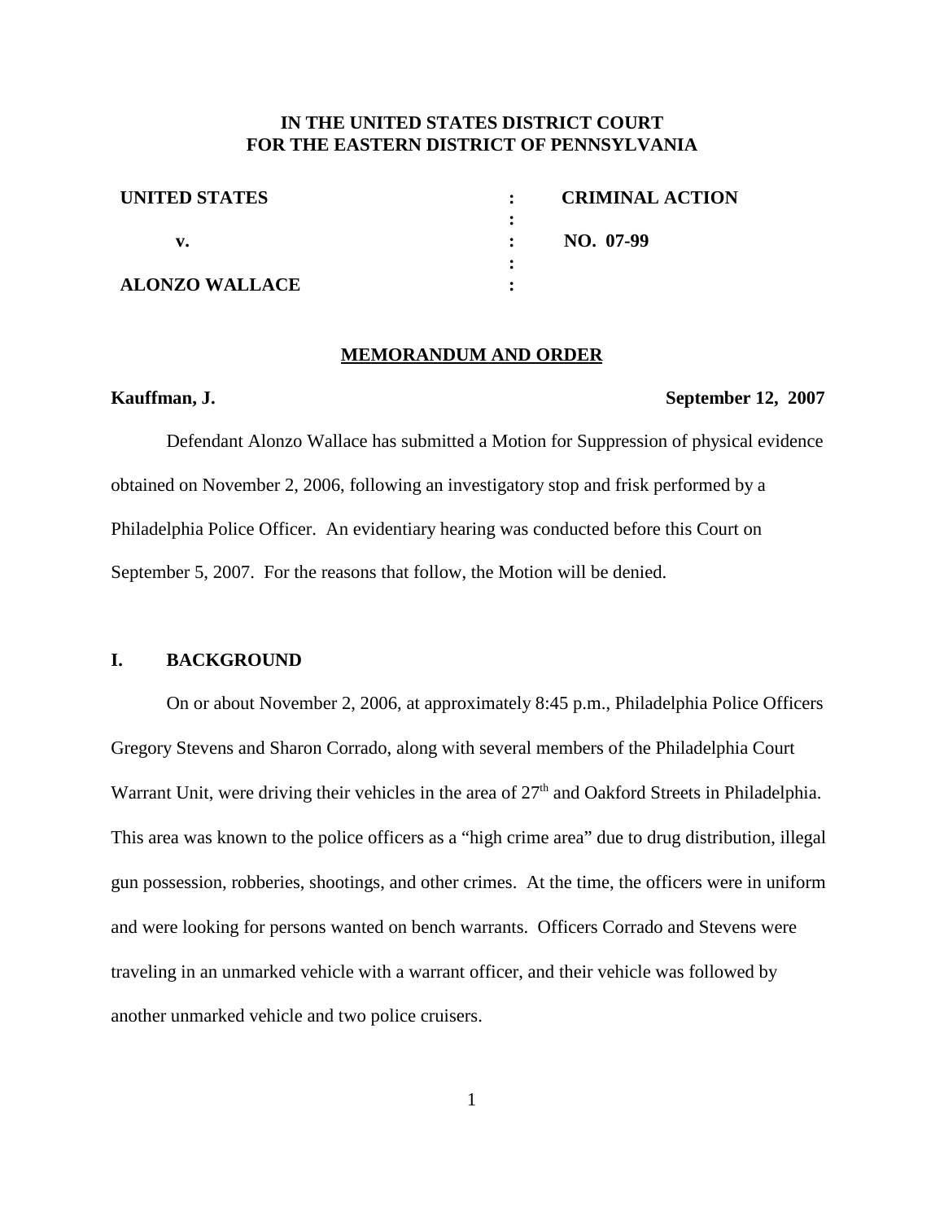**IN THE UNITED STATES DISTRICT COURT**
**FOR THE EASTERN DISTRICT OF PENNSYLVANIA**

| | | |
|---|---|---|
| **UNITED STATES** | : | **CRIMINAL ACTION** |
| | : | |
| **v.** | : | **NO. 07-99** |
| | : | |
| **ALONZO WALLACE** | : | |

**MEMORANDUM AND ORDER**

**Kauffman, J.** **September 12, 2007**

Defendant Alonzo Wallace has submitted a Motion for Suppression of physical evidence obtained on November 2, 2006, following an investigatory stop and frisk performed by a Philadelphia Police Officer. An evidentiary hearing was conducted before this Court on September 5, 2007. For the reasons that follow, the Motion will be denied.

## I. BACKGROUND

On or about November 2, 2006, at approximately 8:45 p.m., Philadelphia Police Officers Gregory Stevens and Sharon Corrado, along with several members of the Philadelphia Court Warrant Unit, were driving their vehicles in the area of 27th and Oakford Streets in Philadelphia. This area was known to the police officers as a "high crime area" due to drug distribution, illegal gun possession, robberies, shootings, and other crimes. At the time, the officers were in uniform and were looking for persons wanted on bench warrants. Officers Corrado and Stevens were traveling in an unmarked vehicle with a warrant officer, and their vehicle was followed by another unmarked vehicle and two police cruisers.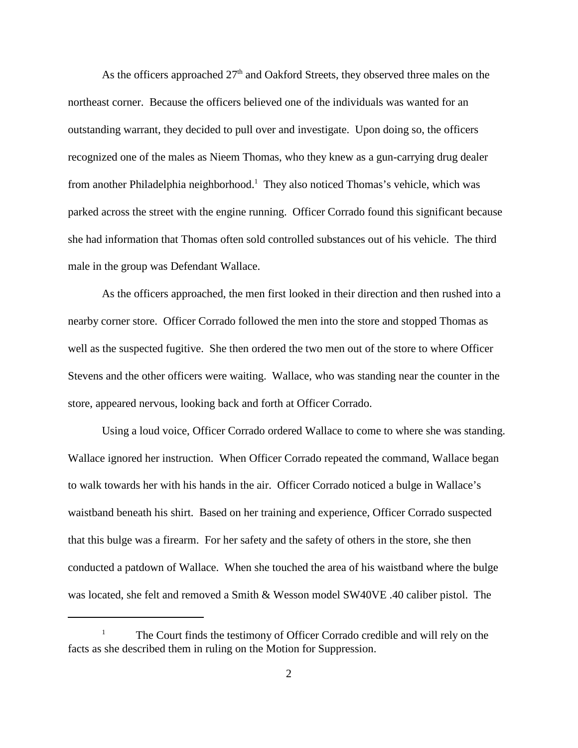As the officers approached 27th and Oakford Streets, they observed three males on the northeast corner. Because the officers believed one of the individuals was wanted for an outstanding warrant, they decided to pull over and investigate. Upon doing so, the officers recognized one of the males as Nieem Thomas, who they knew as a gun-carrying drug dealer from another Philadelphia neighborhood.[1] They also noticed Thomas's vehicle, which was parked across the street with the engine running. Officer Corrado found this significant because she had information that Thomas often sold controlled substances out of his vehicle. The third male in the group was Defendant Wallace.

As the officers approached, the men first looked in their direction and then rushed into a nearby corner store. Officer Corrado followed the men into the store and stopped Thomas as well as the suspected fugitive. She then ordered the two men out of the store to where Officer Stevens and the other officers were waiting. Wallace, who was standing near the counter in the store, appeared nervous, looking back and forth at Officer Corrado.

Using a loud voice, Officer Corrado ordered Wallace to come to where she was standing. Wallace ignored her instruction. When Officer Corrado repeated the command, Wallace began to walk towards her with his hands in the air. Officer Corrado noticed a bulge in Wallace's waistband beneath his shirt. Based on her training and experience, Officer Corrado suspected that this bulge was a firearm. For her safety and the safety of others in the store, she then conducted a patdown of Wallace. When she touched the area of his waistband where the bulge was located, she felt and removed a Smith & Wesson model SW40VE .40 caliber pistol. The

[1] The Court finds the testimony of Officer Corrado credible and will rely on the facts as she described them in ruling on the Motion for Suppression.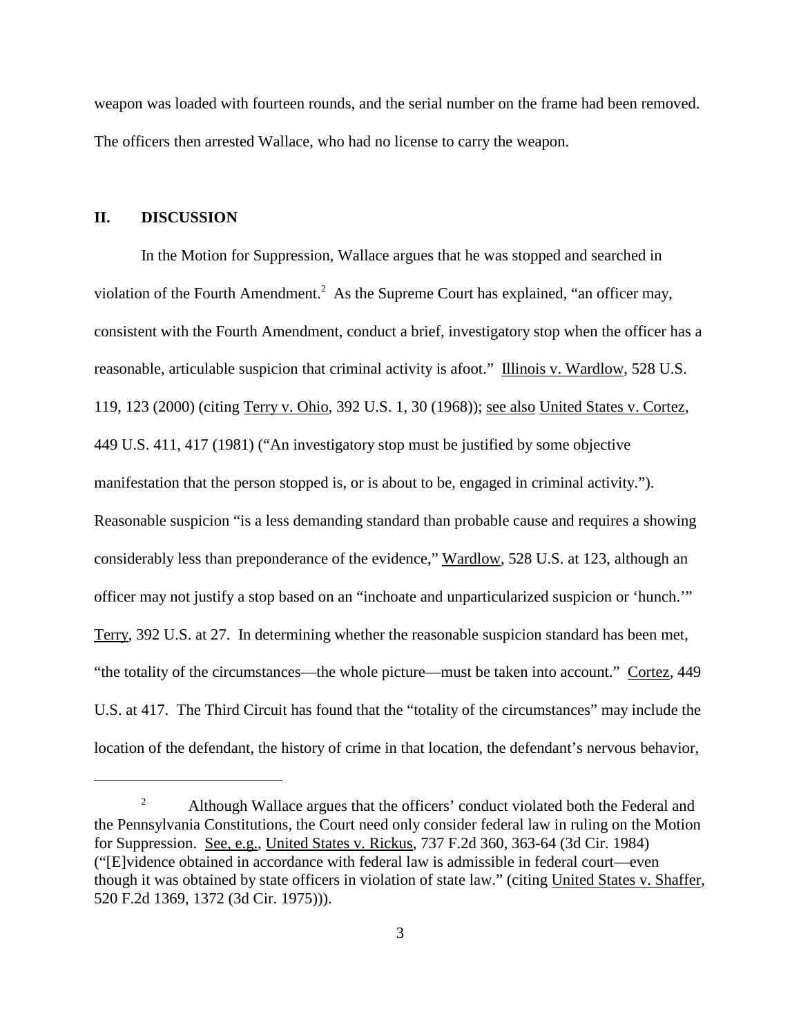weapon was loaded with fourteen rounds, and the serial number on the frame had been removed. The officers then arrested Wallace, who had no license to carry the weapon.

## II. DISCUSSION

In the Motion for Suppression, Wallace argues that he was stopped and searched in violation of the Fourth Amendment.[2] As the Supreme Court has explained, "an officer may, consistent with the Fourth Amendment, conduct a brief, investigatory stop when the officer has a reasonable, articulable suspicion that criminal activity is afoot." Illinois v. Wardlow, 528 U.S. 119, 123 (2000) (citing Terry v. Ohio, 392 U.S. 1, 30 (1968)); see also United States v. Cortez, 449 U.S. 411, 417 (1981) ("An investigatory stop must be justified by some objective manifestation that the person stopped is, or is about to be, engaged in criminal activity."). Reasonable suspicion "is a less demanding standard than probable cause and requires a showing considerably less than preponderance of the evidence," Wardlow, 528 U.S. at 123, although an officer may not justify a stop based on an "inchoate and unparticularized suspicion or 'hunch.'" Terry, 392 U.S. at 27. In determining whether the reasonable suspicion standard has been met, "the totality of the circumstances—the whole picture—must be taken into account." Cortez, 449 U.S. at 417. The Third Circuit has found that the "totality of the circumstances" may include the location of the defendant, the history of crime in that location, the defendant's nervous behavior,

---

[2] Although Wallace argues that the officers' conduct violated both the Federal and the Pennsylvania Constitutions, the Court need only consider federal law in ruling on the Motion for Suppression. See, e.g., United States v. Rickus, 737 F.2d 360, 363-64 (3d Cir. 1984) ("[E]vidence obtained in accordance with federal law is admissible in federal court—even though it was obtained by state officers in violation of state law." (citing United States v. Shaffer, 520 F.2d 1369, 1372 (3d Cir. 1975))).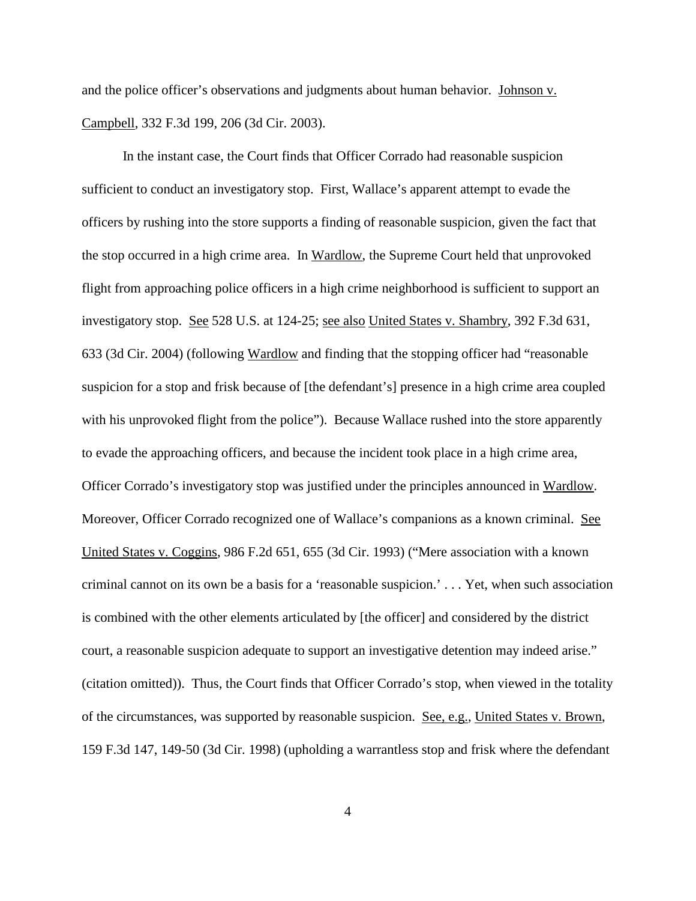and the police officer's observations and judgments about human behavior. Johnson v. Campbell, 332 F.3d 199, 206 (3d Cir. 2003).

In the instant case, the Court finds that Officer Corrado had reasonable suspicion sufficient to conduct an investigatory stop. First, Wallace's apparent attempt to evade the officers by rushing into the store supports a finding of reasonable suspicion, given the fact that the stop occurred in a high crime area. In Wardlow, the Supreme Court held that unprovoked flight from approaching police officers in a high crime neighborhood is sufficient to support an investigatory stop. See 528 U.S. at 124-25; see also United States v. Shambry, 392 F.3d 631, 633 (3d Cir. 2004) (following Wardlow and finding that the stopping officer had "reasonable suspicion for a stop and frisk because of [the defendant's] presence in a high crime area coupled with his unprovoked flight from the police"). Because Wallace rushed into the store apparently to evade the approaching officers, and because the incident took place in a high crime area, Officer Corrado's investigatory stop was justified under the principles announced in Wardlow. Moreover, Officer Corrado recognized one of Wallace's companions as a known criminal. See United States v. Coggins, 986 F.2d 651, 655 (3d Cir. 1993) ("Mere association with a known criminal cannot on its own be a basis for a 'reasonable suspicion.' . . . Yet, when such association is combined with the other elements articulated by [the officer] and considered by the district court, a reasonable suspicion adequate to support an investigative detention may indeed arise." (citation omitted)). Thus, the Court finds that Officer Corrado's stop, when viewed in the totality of the circumstances, was supported by reasonable suspicion. See, e.g., United States v. Brown, 159 F.3d 147, 149-50 (3d Cir. 1998) (upholding a warrantless stop and frisk where the defendant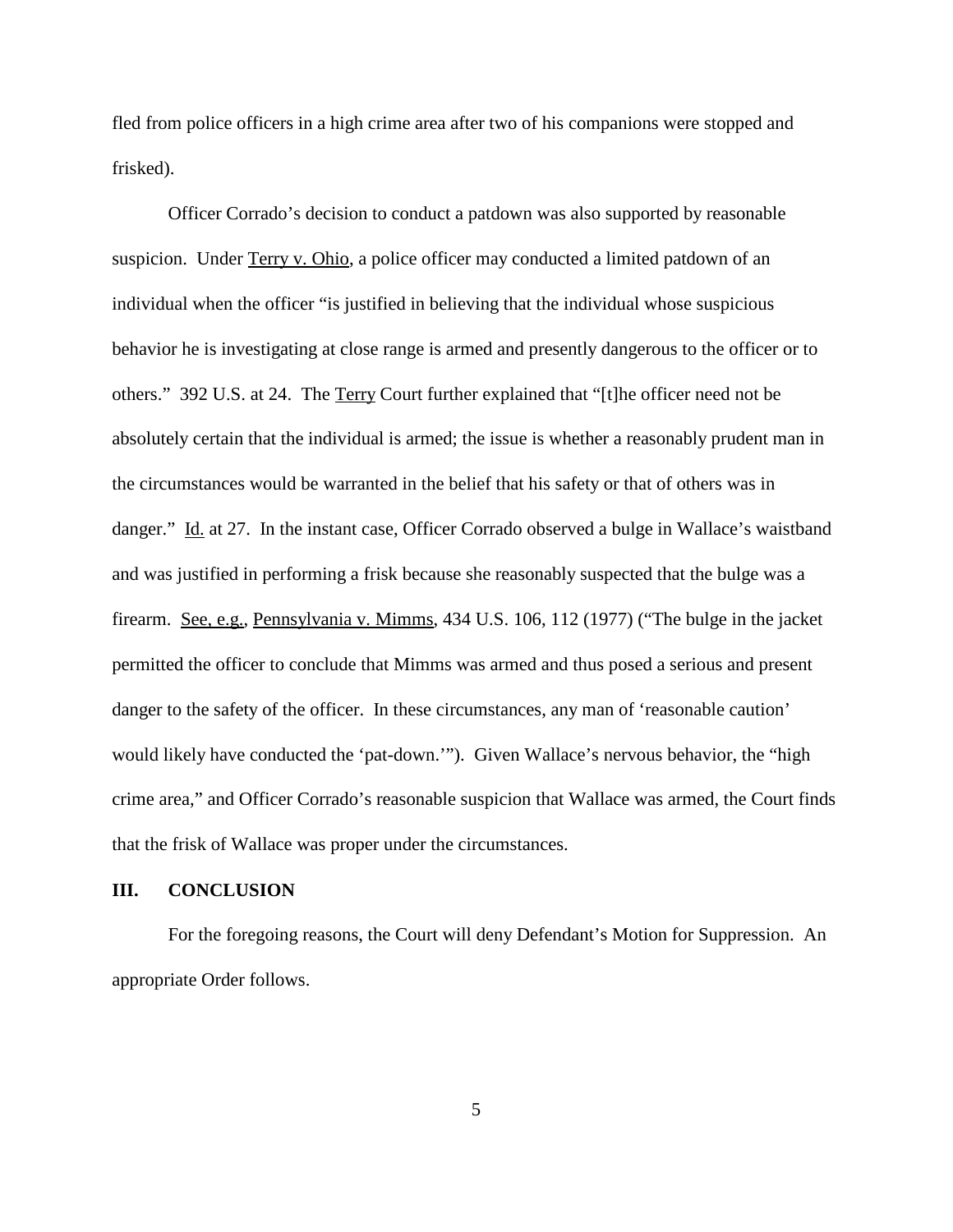fled from police officers in a high crime area after two of his companions were stopped and frisked).

Officer Corrado's decision to conduct a patdown was also supported by reasonable suspicion. Under Terry v. Ohio, a police officer may conducted a limited patdown of an individual when the officer "is justified in believing that the individual whose suspicious behavior he is investigating at close range is armed and presently dangerous to the officer or to others." 392 U.S. at 24. The Terry Court further explained that "[t]he officer need not be absolutely certain that the individual is armed; the issue is whether a reasonably prudent man in the circumstances would be warranted in the belief that his safety or that of others was in danger." Id. at 27. In the instant case, Officer Corrado observed a bulge in Wallace's waistband and was justified in performing a frisk because she reasonably suspected that the bulge was a firearm. See, e.g., Pennsylvania v. Mimms, 434 U.S. 106, 112 (1977) ("The bulge in the jacket permitted the officer to conclude that Mimms was armed and thus posed a serious and present danger to the safety of the officer. In these circumstances, any man of 'reasonable caution' would likely have conducted the 'pat-down.'"). Given Wallace's nervous behavior, the "high crime area," and Officer Corrado's reasonable suspicion that Wallace was armed, the Court finds that the frisk of Wallace was proper under the circumstances.

## III. CONCLUSION

For the foregoing reasons, the Court will deny Defendant's Motion for Suppression. An appropriate Order follows.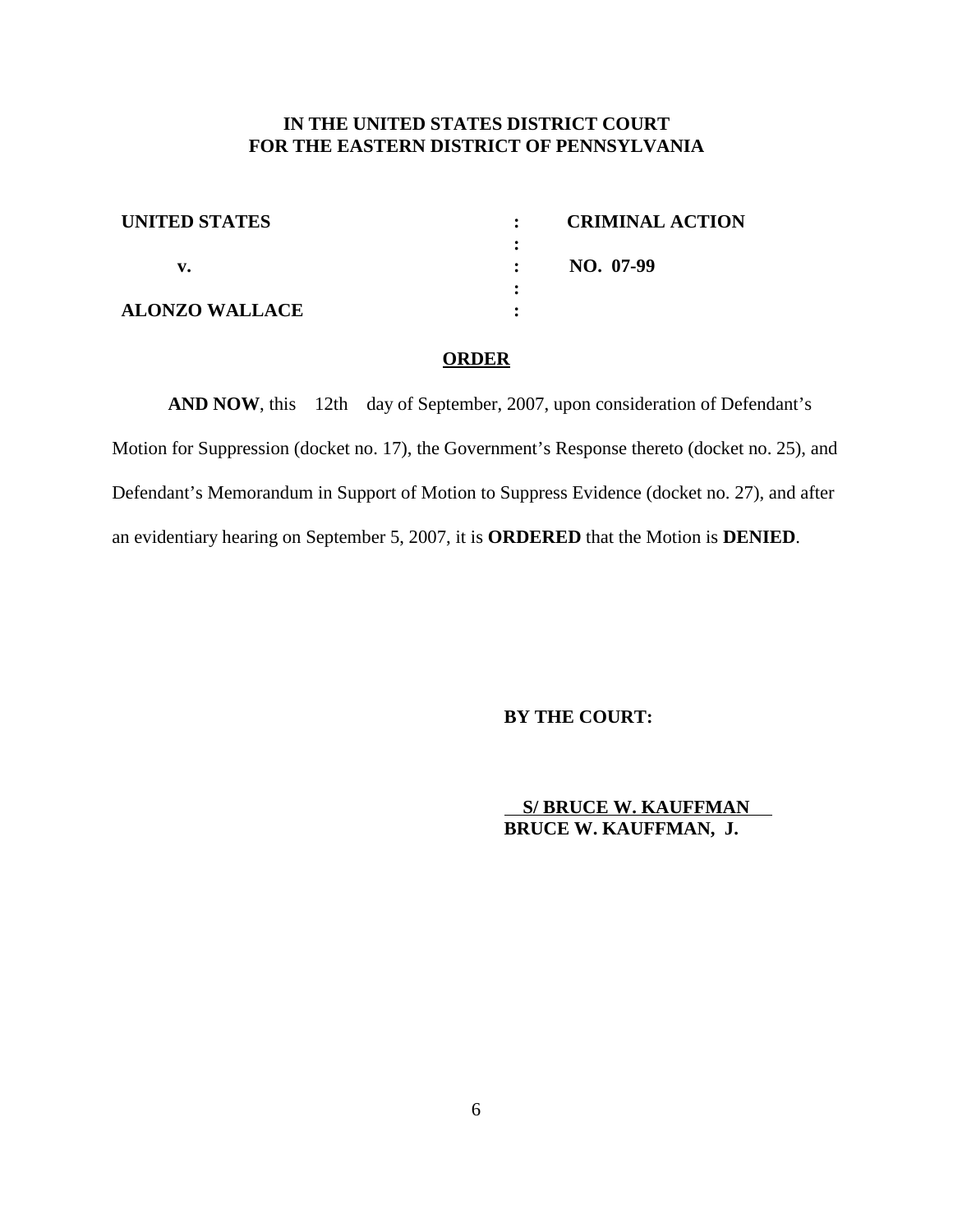**IN THE UNITED STATES DISTRICT COURT**
**FOR THE EASTERN DISTRICT OF PENNSYLVANIA**

| | | |
|---|---|---|
| **UNITED STATES** | : | **CRIMINAL ACTION** |
| | : | |
| **v.** | : | **NO. 07-99** |
| | : | |
| **ALONZO WALLACE** | : | |

**ORDER**

**AND NOW**, this 12th day of September, 2007, upon consideration of Defendant's Motion for Suppression (docket no. 17), the Government's Response thereto (docket no. 25), and Defendant's Memorandum in Support of Motion to Suppress Evidence (docket no. 27), and after an evidentiary hearing on September 5, 2007, it is **ORDERED** that the Motion is **DENIED**.

**BY THE COURT:**

**S/ BRUCE W. KAUFFMAN**
**BRUCE W. KAUFFMAN, J.**